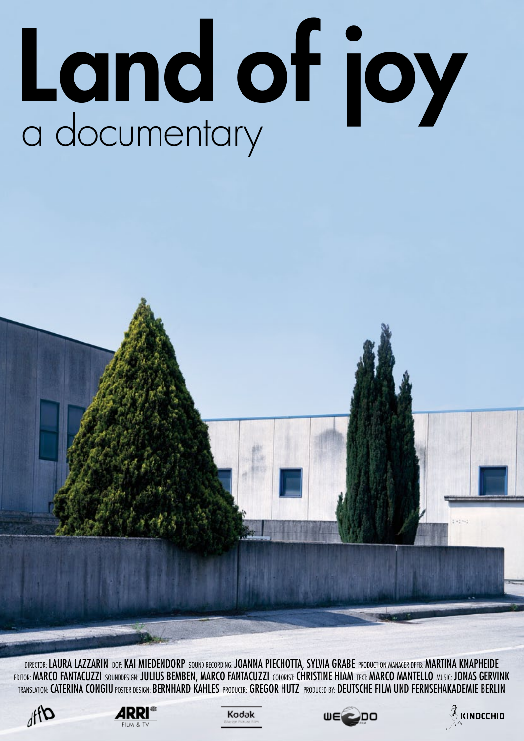# Land of joy

a documentary

DIRECTOR: LAURA LAZZARIN DOP: KAI MIEDENDORP SOUND RECORDING: JOANNA PIECHOTTA, SYLVIA GRABE PRODUCTION MANAGER DFFB: MARTINA KNAPHEIDE EDITOR: MARCO FANTACUZZI SOUNDDESIGN: JULIUS BEMBEN, MARCO FANTACUZZI COLORIST: CHRISTINE HIAM TEXT: MARCO MANTELLO MUSIC: JONAS GERVINK TRANSLATION: CATERINA CONGIU POSTER DESIGN: BERNHARD KAHLES PRODUCER: GREGOR HUTZ PRODUCED BY: DEUTSCHE FILM UND FERNSEHAKADEMIE BERLIN

dffb ARRI FILM & TV Kodak Motion Picture Film WE DO FILM KINOCCHIO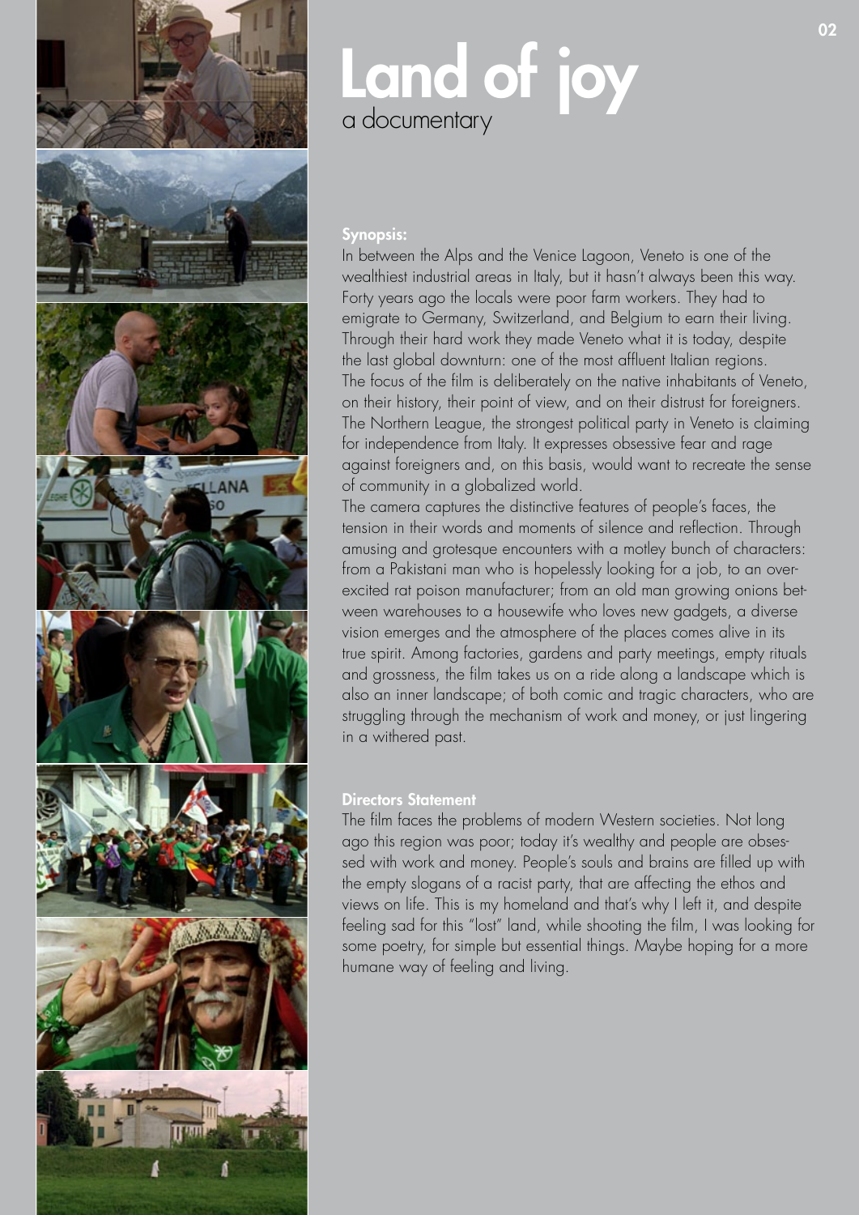# Land of joy

a documentary

**Synopsis:**

In between the Alps and the Venice Lagoon, Veneto is one of the wealthiest industrial areas in Italy, but it hasn't always been this way. Forty years ago the locals were poor farm workers. They had to emigrate to Germany, Switzerland, and Belgium to earn their living. Through their hard work they made Veneto what it is today, despite the last global downturn: one of the most affluent Italian regions. The focus of the film is deliberately on the native inhabitants of Veneto, on their history, their point of view, and on their distrust for foreigners. The Northern League, the strongest political party in Veneto is claiming for independence from Italy. It expresses obsessive fear and rage against foreigners and, on this basis, would want to recreate the sense of community in a globalized world.

The camera captures the distinctive features of people's faces, the tension in their words and moments of silence and reflection. Through amusing and grotesque encounters with a motley bunch of characters: from a Pakistani man who is hopelessly looking for a job, to an over-excited rat poison manufacturer; from an old man growing onions between warehouses to a housewife who loves new gadgets, a diverse vision emerges and the atmosphere of the places comes alive in its true spirit. Among factories, gardens and party meetings, empty rituals and grossness, the film takes us on a ride along a landscape which is also an inner landscape; of both comic and tragic characters, who are struggling through the mechanism of work and money, or just lingering in a withered past.

**Directors Statement**

The film faces the problems of modern Western societies. Not long ago this region was poor; today it's wealthy and people are obsessed with work and money. People's souls and brains are filled up with the empty slogans of a racist party, that are affecting the ethos and views on life. This is my homeland and that's why I left it, and despite feeling sad for this "lost" land, while shooting the film, I was looking for some poetry, for simple but essential things. Maybe hoping for a more humane way of feeling and living.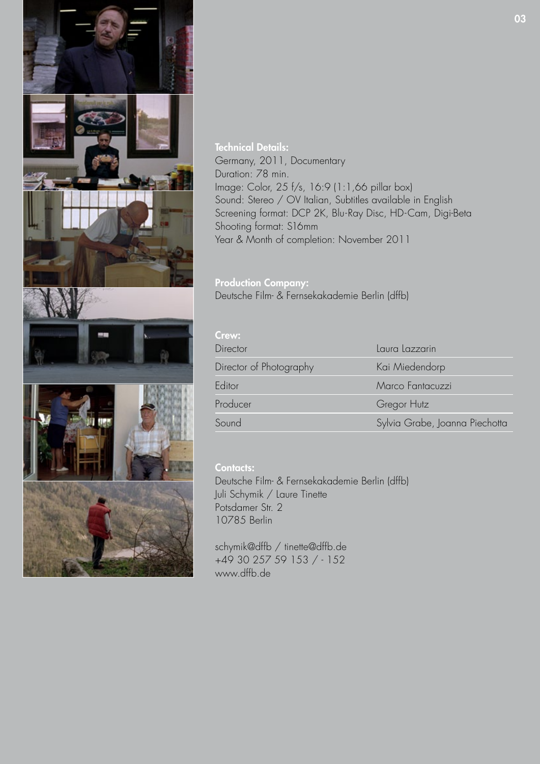**Technical Details:**

Germany, 2011, Documentary
Duration: 78 min.
Image: Color, 25 f/s, 16:9 (1:1,66 pillar box)
Sound: Stereo / OV Italian, Subtitles available in English
Screening format: DCP 2K, Blu-Ray Disc, HD-Cam, Digi-Beta
Shooting format: S16mm
Year & Month of completion: November 2011

**Production Company:**

Deutsche Film- & Fernsekakademie Berlin (dffb)

**Crew:**

| | |
|---|---|
| Director | Laura Lazzarin |
| Director of Photography | Kai Miedendorp |
| Editor | Marco Fantacuzzi |
| Producer | Gregor Hutz |
| Sound | Sylvia Grabe, Joanna Piechotta |

**Contacts:**

Deutsche Film- & Fernsekakademie Berlin (dffb)
Juli Schymik / Laure Tinette
Potsdamer Str. 2
10785 Berlin

schymik@dffb / tinette@dffb.de
+49 30 257 59 153 / - 152
www.dffb.de